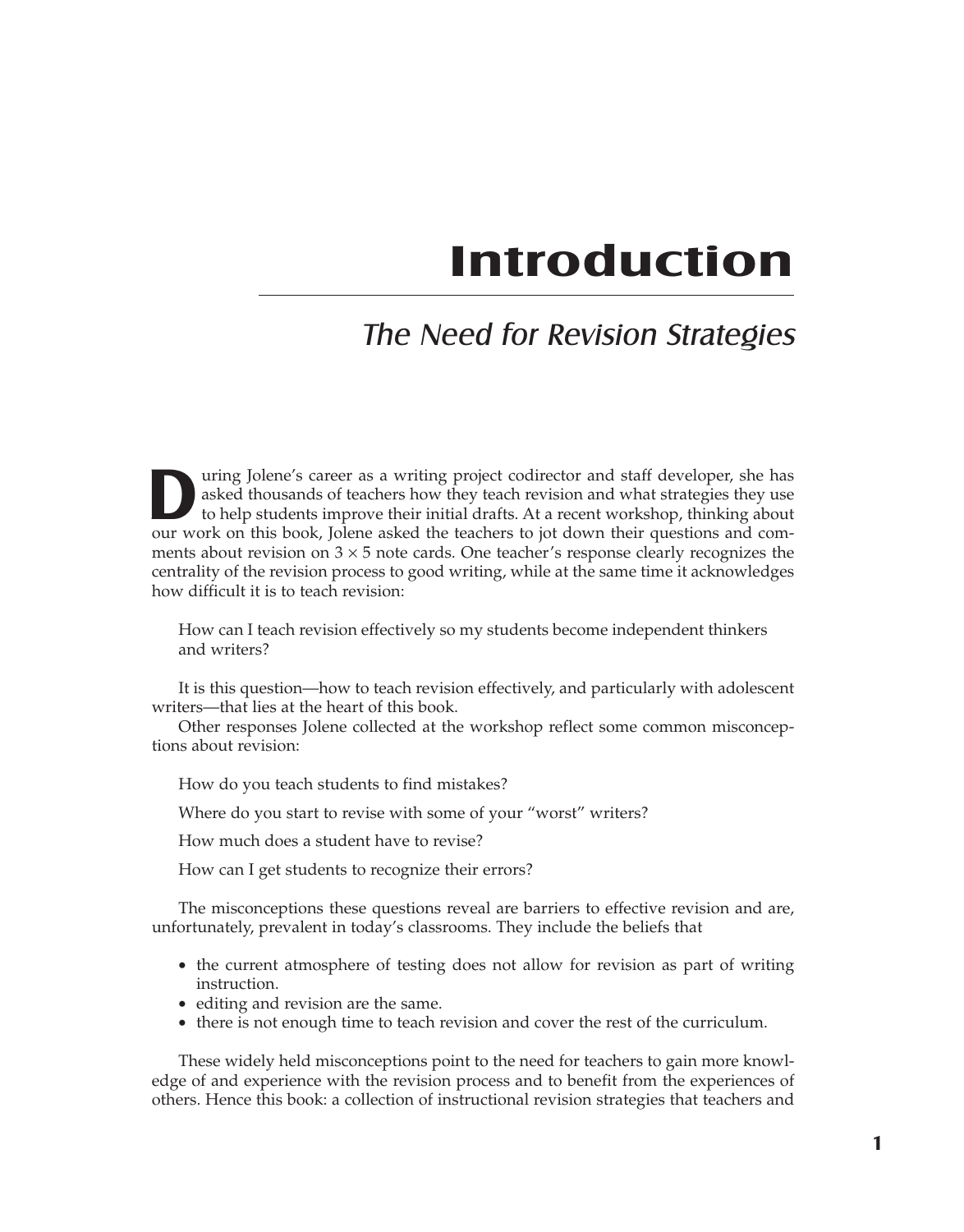# Introduction

## *The Need for Revision Strategies*

During Jolene's career as a writing project codirector and staff developer, she has asked thousands of teachers how they teach revision and what strategies they use to help students improve their initial drafts. At a recent workshop, thinking about our work on this book, Jolene asked the teachers to jot down their questions and comments about revision on $3 \times 5$ note cards. One teacher's response clearly recognizes the centrality of the revision process to good writing, while at the same time it acknowledges how difficult it is to teach revision:

> How can I teach revision effectively so my students become independent thinkers and writers?

It is this question—how to teach revision effectively, and particularly with adolescent writers—that lies at the heart of this book.

Other responses Jolene collected at the workshop reflect some common misconceptions about revision:

> How do you teach students to find mistakes?
>
> Where do you start to revise with some of your "worst" writers?
>
> How much does a student have to revise?
>
> How can I get students to recognize their errors?

The misconceptions these questions reveal are barriers to effective revision and are, unfortunately, prevalent in today's classrooms. They include the beliefs that

- the current atmosphere of testing does not allow for revision as part of writing instruction.
- editing and revision are the same.
- there is not enough time to teach revision and cover the rest of the curriculum.

These widely held misconceptions point to the need for teachers to gain more knowledge of and experience with the revision process and to benefit from the experiences of others. Hence this book: a collection of instructional revision strategies that teachers and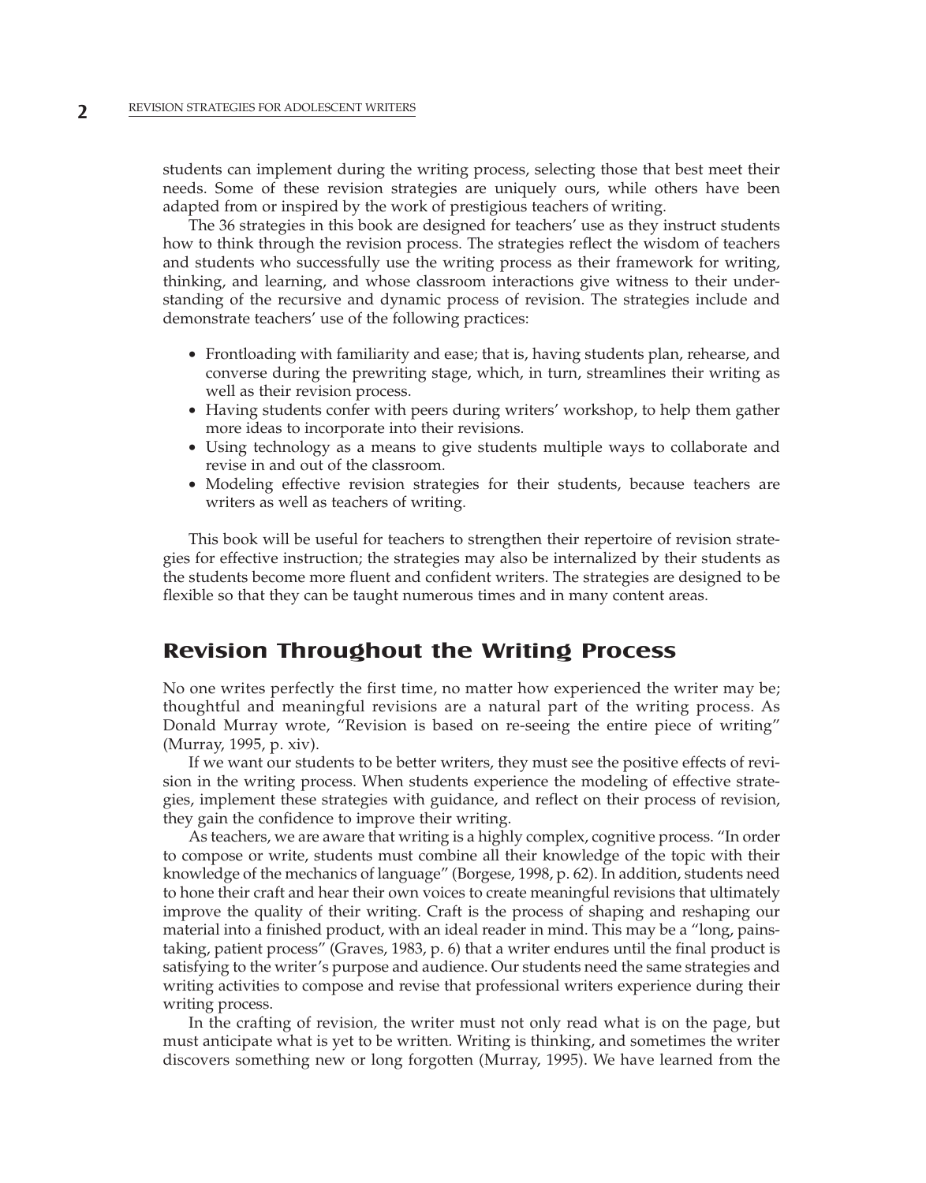students can implement during the writing process, selecting those that best meet their needs. Some of these revision strategies are uniquely ours, while others have been adapted from or inspired by the work of prestigious teachers of writing.

The 36 strategies in this book are designed for teachers' use as they instruct students how to think through the revision process. The strategies reflect the wisdom of teachers and students who successfully use the writing process as their framework for writing, thinking, and learning, and whose classroom interactions give witness to their understanding of the recursive and dynamic process of revision. The strategies include and demonstrate teachers' use of the following practices:

- Frontloading with familiarity and ease; that is, having students plan, rehearse, and converse during the prewriting stage, which, in turn, streamlines their writing as well as their revision process.
- Having students confer with peers during writers' workshop, to help them gather more ideas to incorporate into their revisions.
- Using technology as a means to give students multiple ways to collaborate and revise in and out of the classroom.
- Modeling effective revision strategies for their students, because teachers are writers as well as teachers of writing.

This book will be useful for teachers to strengthen their repertoire of revision strategies for effective instruction; the strategies may also be internalized by their students as the students become more fluent and confident writers. The strategies are designed to be flexible so that they can be taught numerous times and in many content areas.

## Revision Throughout the Writing Process

No one writes perfectly the first time, no matter how experienced the writer may be; thoughtful and meaningful revisions are a natural part of the writing process. As Donald Murray wrote, "Revision is based on re-seeing the entire piece of writing" (Murray, 1995, p. xiv).

If we want our students to be better writers, they must see the positive effects of revision in the writing process. When students experience the modeling of effective strategies, implement these strategies with guidance, and reflect on their process of revision, they gain the confidence to improve their writing.

As teachers, we are aware that writing is a highly complex, cognitive process. "In order to compose or write, students must combine all their knowledge of the topic with their knowledge of the mechanics of language" (Borgese, 1998, p. 62). In addition, students need to hone their craft and hear their own voices to create meaningful revisions that ultimately improve the quality of their writing. Craft is the process of shaping and reshaping our material into a finished product, with an ideal reader in mind. This may be a "long, painstaking, patient process" (Graves, 1983, p. 6) that a writer endures until the final product is satisfying to the writer's purpose and audience. Our students need the same strategies and writing activities to compose and revise that professional writers experience during their writing process.

In the crafting of revision, the writer must not only read what is on the page, but must anticipate what is yet to be written. Writing is thinking, and sometimes the writer discovers something new or long forgotten (Murray, 1995). We have learned from the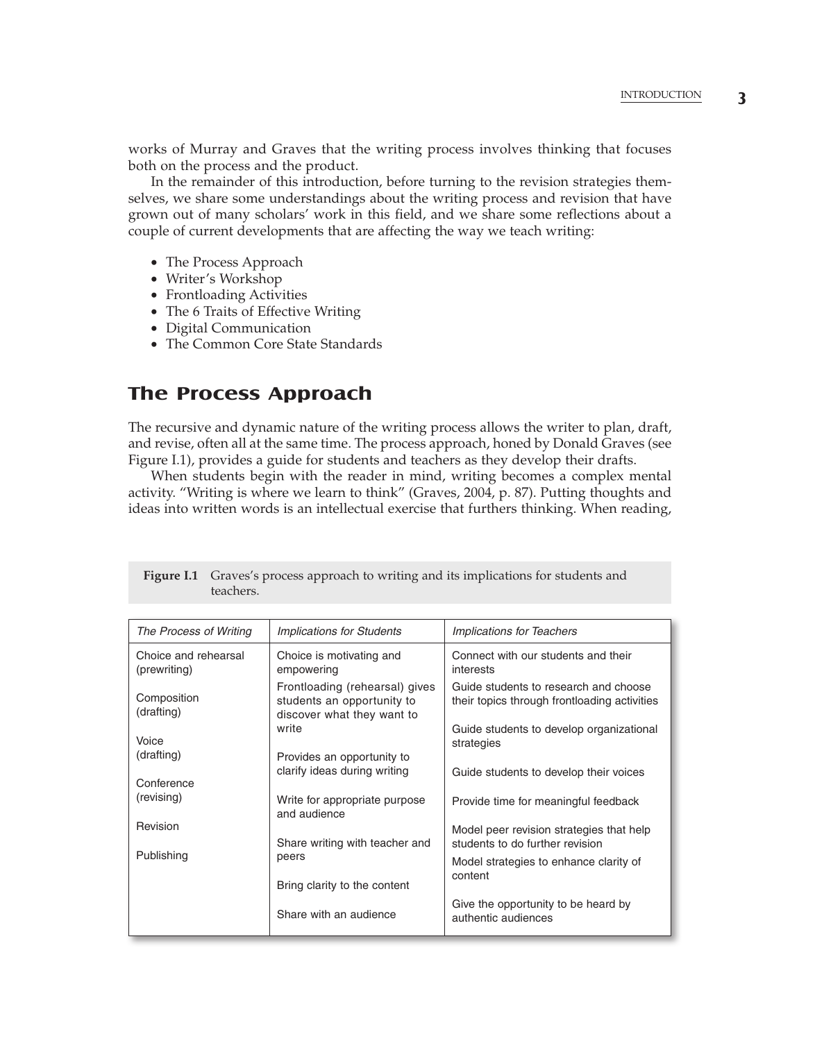works of Murray and Graves that the writing process involves thinking that focuses both on the process and the product.

In the remainder of this introduction, before turning to the revision strategies themselves, we share some understandings about the writing process and revision that have grown out of many scholars' work in this field, and we share some reflections about a couple of current developments that are affecting the way we teach writing:

- The Process Approach
- Writer's Workshop
- Frontloading Activities
- The 6 Traits of Effective Writing
- Digital Communication
- The Common Core State Standards

## The Process Approach

The recursive and dynamic nature of the writing process allows the writer to plan, draft, and revise, often all at the same time. The process approach, honed by Donald Graves (see Figure I.1), provides a guide for students and teachers as they develop their drafts.

When students begin with the reader in mind, writing becomes a complex mental activity. "Writing is where we learn to think" (Graves, 2004, p. 87). Putting thoughts and ideas into written words is an intellectual exercise that furthers thinking. When reading,

**Figure I.1** Graves's process approach to writing and its implications for students and teachers.

| *The Process of Writing* | *Implications for Students* | *Implications for Teachers* |
|---|---|---|
| Choice and rehearsal (prewriting) | Choice is motivating and empowering | Connect with our students and their interests |
| Composition (drafting) | Frontloading (rehearsal) gives students an opportunity to discover what they want to write | Guide students to research and choose their topics through frontloading activities |
| Voice (drafting) | | Guide students to develop organizational strategies |
| | Provides an opportunity to clarify ideas during writing | Guide students to develop their voices |
| Conference (revising) | Write for appropriate purpose and audience | Provide time for meaningful feedback |
| Revision | Share writing with teacher and peers | Model peer revision strategies that help students to do further revision |
| Publishing | | Model strategies to enhance clarity of content |
| | Bring clarity to the content | |
| | Share with an audience | Give the opportunity to be heard by authentic audiences |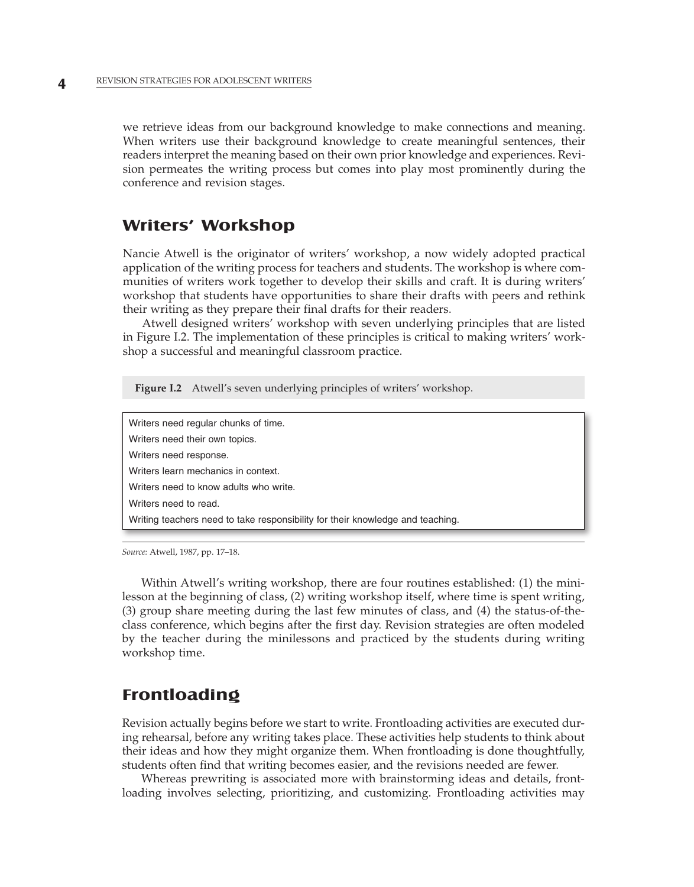we retrieve ideas from our background knowledge to make connections and meaning. When writers use their background knowledge to create meaningful sentences, their readers interpret the meaning based on their own prior knowledge and experiences. Revision permeates the writing process but comes into play most prominently during the conference and revision stages.

## Writers' Workshop

Nancie Atwell is the originator of writers' workshop, a now widely adopted practical application of the writing process for teachers and students. The workshop is where communities of writers work together to develop their skills and craft. It is during writers' workshop that students have opportunities to share their drafts with peers and rethink their writing as they prepare their final drafts for their readers.

Atwell designed writers' workshop with seven underlying principles that are listed in Figure I.2. The implementation of these principles is critical to making writers' workshop a successful and meaningful classroom practice.

**Figure I.2** Atwell's seven underlying principles of writers' workshop.

| |
|---|
| Writers need regular chunks of time. |
| Writers need their own topics. |
| Writers need response. |
| Writers learn mechanics in context. |
| Writers need to know adults who write. |
| Writers need to read. |
| Writing teachers need to take responsibility for their knowledge and teaching. |

*Source:* Atwell, 1987, pp. 17–18.

Within Atwell's writing workshop, there are four routines established: (1) the minilesson at the beginning of class, (2) writing workshop itself, where time is spent writing, (3) group share meeting during the last few minutes of class, and (4) the status-of-the-class conference, which begins after the first day. Revision strategies are often modeled by the teacher during the minilessons and practiced by the students during writing workshop time.

## Frontloading

Revision actually begins before we start to write. Frontloading activities are executed during rehearsal, before any writing takes place. These activities help students to think about their ideas and how they might organize them. When frontloading is done thoughtfully, students often find that writing becomes easier, and the revisions needed are fewer.

Whereas prewriting is associated more with brainstorming ideas and details, frontloading involves selecting, prioritizing, and customizing. Frontloading activities may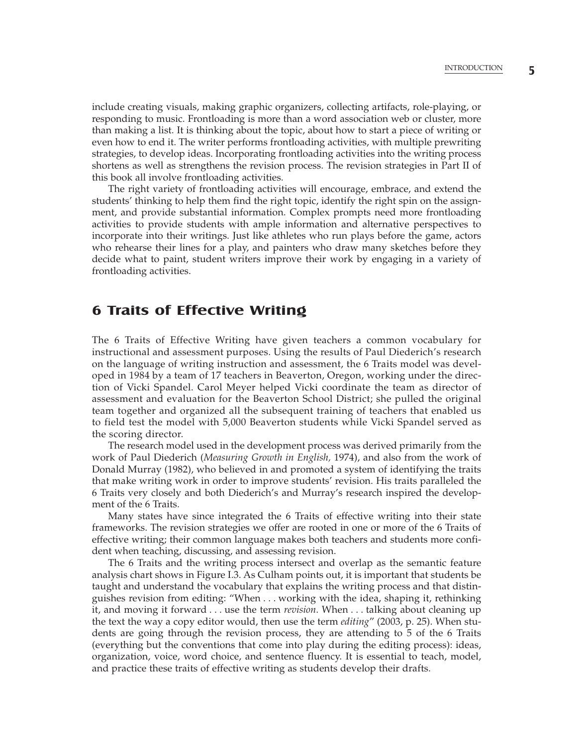include creating visuals, making graphic organizers, collecting artifacts, role-playing, or responding to music. Frontloading is more than a word association web or cluster, more than making a list. It is thinking about the topic, about how to start a piece of writing or even how to end it. The writer performs frontloading activities, with multiple prewriting strategies, to develop ideas. Incorporating frontloading activities into the writing process shortens as well as strengthens the revision process. The revision strategies in Part II of this book all involve frontloading activities.

The right variety of frontloading activities will encourage, embrace, and extend the students' thinking to help them find the right topic, identify the right spin on the assignment, and provide substantial information. Complex prompts need more frontloading activities to provide students with ample information and alternative perspectives to incorporate into their writings. Just like athletes who run plays before the game, actors who rehearse their lines for a play, and painters who draw many sketches before they decide what to paint, student writers improve their work by engaging in a variety of frontloading activities.

## 6 Traits of Effective Writing

The 6 Traits of Effective Writing have given teachers a common vocabulary for instructional and assessment purposes. Using the results of Paul Diederich's research on the language of writing instruction and assessment, the 6 Traits model was developed in 1984 by a team of 17 teachers in Beaverton, Oregon, working under the direction of Vicki Spandel. Carol Meyer helped Vicki coordinate the team as director of assessment and evaluation for the Beaverton School District; she pulled the original team together and organized all the subsequent training of teachers that enabled us to field test the model with 5,000 Beaverton students while Vicki Spandel served as the scoring director.

The research model used in the development process was derived primarily from the work of Paul Diederich (*Measuring Growth in English,* 1974), and also from the work of Donald Murray (1982), who believed in and promoted a system of identifying the traits that make writing work in order to improve students' revision. His traits paralleled the 6 Traits very closely and both Diederich's and Murray's research inspired the development of the 6 Traits.

Many states have since integrated the 6 Traits of effective writing into their state frameworks. The revision strategies we offer are rooted in one or more of the 6 Traits of effective writing; their common language makes both teachers and students more confident when teaching, discussing, and assessing revision.

The 6 Traits and the writing process intersect and overlap as the semantic feature analysis chart shows in Figure I.3. As Culham points out, it is important that students be taught and understand the vocabulary that explains the writing process and that distinguishes revision from editing: "When . . . working with the idea, shaping it, rethinking it, and moving it forward . . . use the term *revision*. When . . . talking about cleaning up the text the way a copy editor would, then use the term *editing*" (2003, p. 25). When students are going through the revision process, they are attending to 5 of the 6 Traits (everything but the conventions that come into play during the editing process): ideas, organization, voice, word choice, and sentence fluency. It is essential to teach, model, and practice these traits of effective writing as students develop their drafts.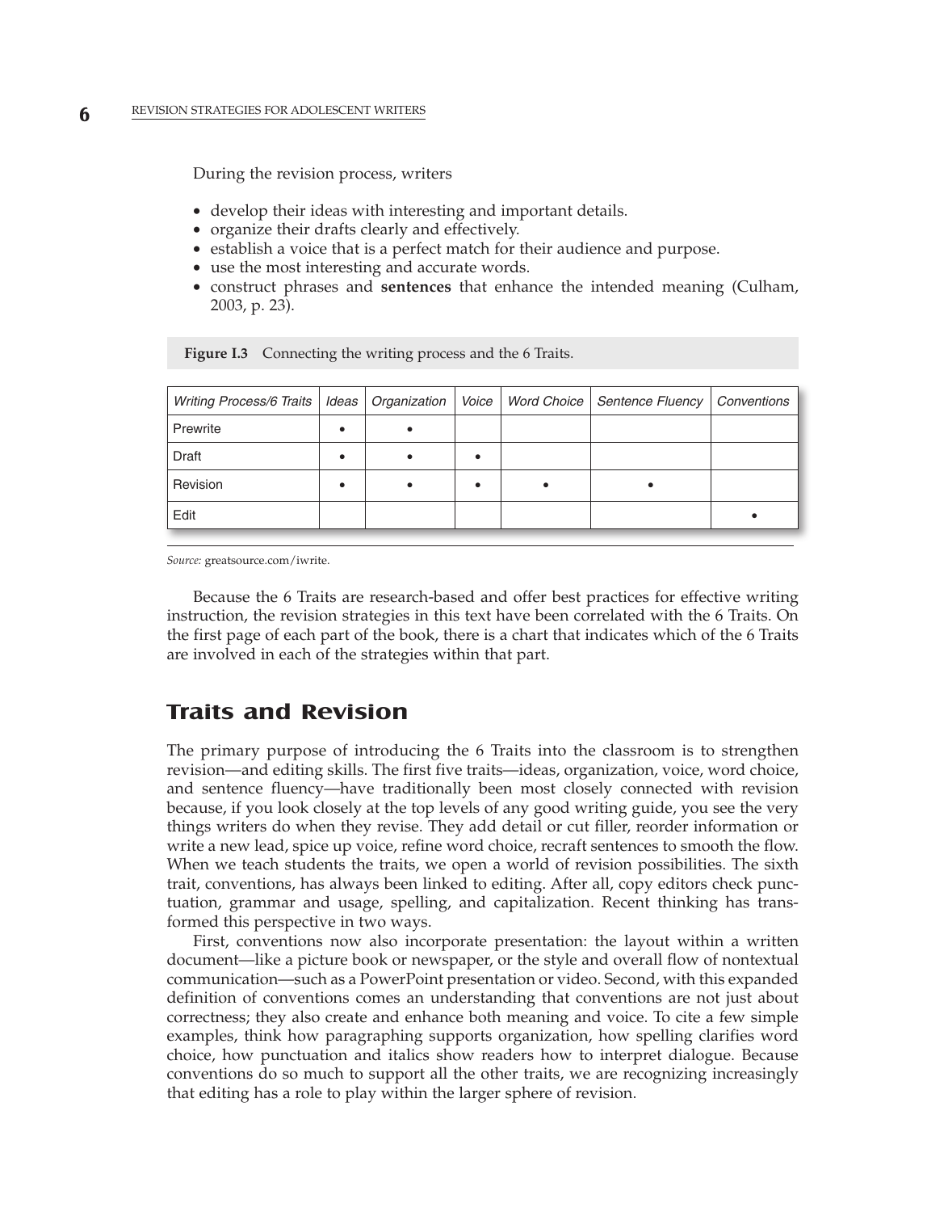During the revision process, writers

- develop their ideas with interesting and important details.
- organize their drafts clearly and effectively.
- establish a voice that is a perfect match for their audience and purpose.
- use the most interesting and accurate words.
- construct phrases and **sentences** that enhance the intended meaning (Culham, 2003, p. 23).

**Figure I.3** Connecting the writing process and the 6 Traits.

| *Writing Process/6 Traits* | *Ideas* | *Organization* | *Voice* | *Word Choice* | *Sentence Fluency* | *Conventions* |
|---|---|---|---|---|---|---|
| Prewrite | • | • | | | | |
| Draft | • | • | • | | | |
| Revision | • | • | • | • | • | |
| Edit | | | | | | • |

*Source:* greatsource.com/iwrite.

Because the 6 Traits are research-based and offer best practices for effective writing instruction, the revision strategies in this text have been correlated with the 6 Traits. On the first page of each part of the book, there is a chart that indicates which of the 6 Traits are involved in each of the strategies within that part.

## Traits and Revision

The primary purpose of introducing the 6 Traits into the classroom is to strengthen revision—and editing skills. The first five traits—ideas, organization, voice, word choice, and sentence fluency—have traditionally been most closely connected with revision because, if you look closely at the top levels of any good writing guide, you see the very things writers do when they revise. They add detail or cut filler, reorder information or write a new lead, spice up voice, refine word choice, recraft sentences to smooth the flow. When we teach students the traits, we open a world of revision possibilities. The sixth trait, conventions, has always been linked to editing. After all, copy editors check punctuation, grammar and usage, spelling, and capitalization. Recent thinking has transformed this perspective in two ways.

First, conventions now also incorporate presentation: the layout within a written document—like a picture book or newspaper, or the style and overall flow of nontextual communication—such as a PowerPoint presentation or video. Second, with this expanded definition of conventions comes an understanding that conventions are not just about correctness; they also create and enhance both meaning and voice. To cite a few simple examples, think how paragraphing supports organization, how spelling clarifies word choice, how punctuation and italics show readers how to interpret dialogue. Because conventions do so much to support all the other traits, we are recognizing increasingly that editing has a role to play within the larger sphere of revision.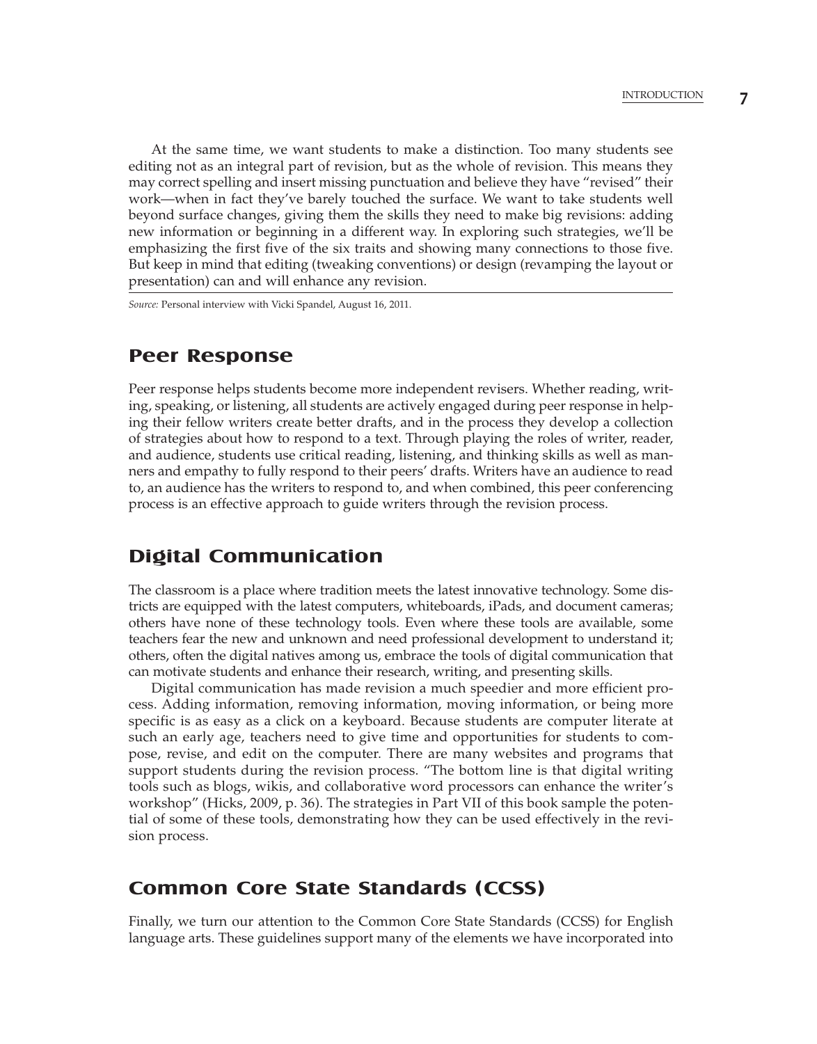At the same time, we want students to make a distinction. Too many students see editing not as an integral part of revision, but as the whole of revision. This means they may correct spelling and insert missing punctuation and believe they have "revised" their work—when in fact they've barely touched the surface. We want to take students well beyond surface changes, giving them the skills they need to make big revisions: adding new information or beginning in a different way. In exploring such strategies, we'll be emphasizing the first five of the six traits and showing many connections to those five. But keep in mind that editing (tweaking conventions) or design (revamping the layout or presentation) can and will enhance any revision.

*Source:* Personal interview with Vicki Spandel, August 16, 2011.

## Peer Response

Peer response helps students become more independent revisers. Whether reading, writing, speaking, or listening, all students are actively engaged during peer response in helping their fellow writers create better drafts, and in the process they develop a collection of strategies about how to respond to a text. Through playing the roles of writer, reader, and audience, students use critical reading, listening, and thinking skills as well as manners and empathy to fully respond to their peers' drafts. Writers have an audience to read to, an audience has the writers to respond to, and when combined, this peer conferencing process is an effective approach to guide writers through the revision process.

## Digital Communication

The classroom is a place where tradition meets the latest innovative technology. Some districts are equipped with the latest computers, whiteboards, iPads, and document cameras; others have none of these technology tools. Even where these tools are available, some teachers fear the new and unknown and need professional development to understand it; others, often the digital natives among us, embrace the tools of digital communication that can motivate students and enhance their research, writing, and presenting skills.

Digital communication has made revision a much speedier and more efficient process. Adding information, removing information, moving information, or being more specific is as easy as a click on a keyboard. Because students are computer literate at such an early age, teachers need to give time and opportunities for students to compose, revise, and edit on the computer. There are many websites and programs that support students during the revision process. "The bottom line is that digital writing tools such as blogs, wikis, and collaborative word processors can enhance the writer's workshop" (Hicks, 2009, p. 36). The strategies in Part VII of this book sample the potential of some of these tools, demonstrating how they can be used effectively in the revision process.

## Common Core State Standards (CCSS)

Finally, we turn our attention to the Common Core State Standards (CCSS) for English language arts. These guidelines support many of the elements we have incorporated into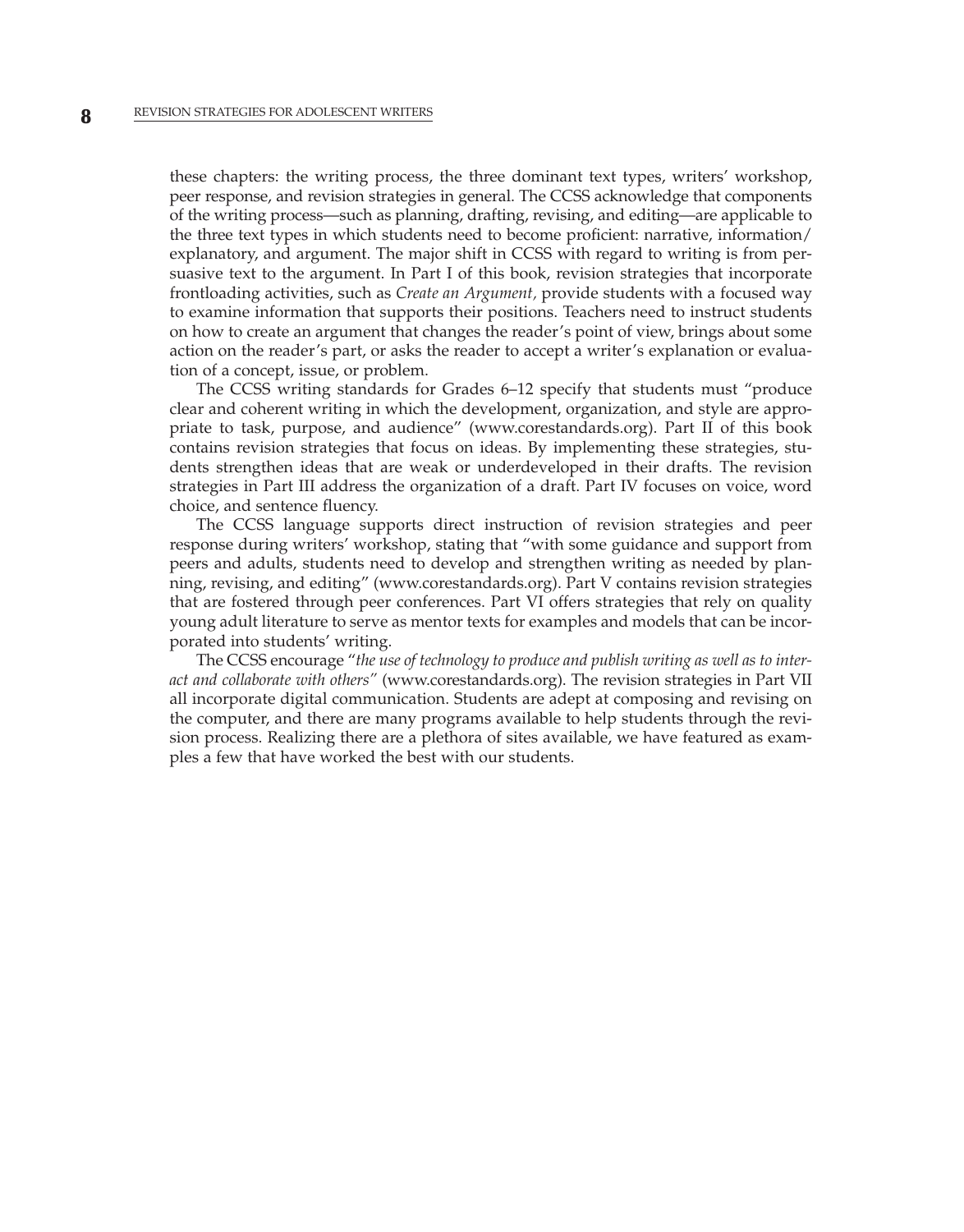these chapters: the writing process, the three dominant text types, writers' workshop, peer response, and revision strategies in general. The CCSS acknowledge that components of the writing process—such as planning, drafting, revising, and editing—are applicable to the three text types in which students need to become proficient: narrative, information/explanatory, and argument. The major shift in CCSS with regard to writing is from persuasive text to the argument. In Part I of this book, revision strategies that incorporate frontloading activities, such as *Create an Argument,* provide students with a focused way to examine information that supports their positions. Teachers need to instruct students on how to create an argument that changes the reader's point of view, brings about some action on the reader's part, or asks the reader to accept a writer's explanation or evaluation of a concept, issue, or problem.

The CCSS writing standards for Grades 6–12 specify that students must "produce clear and coherent writing in which the development, organization, and style are appropriate to task, purpose, and audience" (www.corestandards.org). Part II of this book contains revision strategies that focus on ideas. By implementing these strategies, students strengthen ideas that are weak or underdeveloped in their drafts. The revision strategies in Part III address the organization of a draft. Part IV focuses on voice, word choice, and sentence fluency.

The CCSS language supports direct instruction of revision strategies and peer response during writers' workshop, stating that "with some guidance and support from peers and adults, students need to develop and strengthen writing as needed by planning, revising, and editing" (www.corestandards.org). Part V contains revision strategies that are fostered through peer conferences. Part VI offers strategies that rely on quality young adult literature to serve as mentor texts for examples and models that can be incorporated into students' writing.

The CCSS encourage "*the use of technology to produce and publish writing as well as to interact and collaborate with others*" (www.corestandards.org). The revision strategies in Part VII all incorporate digital communication. Students are adept at composing and revising on the computer, and there are many programs available to help students through the revision process. Realizing there are a plethora of sites available, we have featured as examples a few that have worked the best with our students.